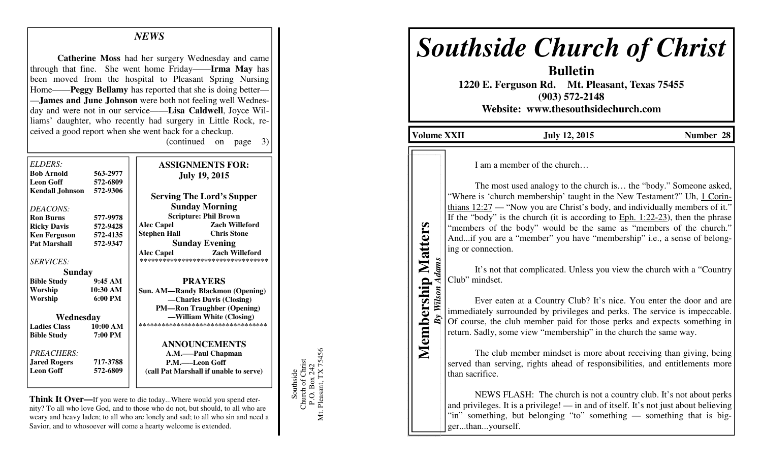## *NEWS*

**Catherine Moss** had her surgery Wednesday and came through that fine. She went home Friday——**Irma May** has been moved from the hospital to Pleasant Spring Nursing Home——**Peggy Bellamy** has reported that she is doing better——**James and June Johnson** were both not feeling well Wednesday and were not in our service——**Lisa Caldwell**, Joyce Williams' daughter, who recently had surgery in Little Rock, received a good report when she went back for a checkup.

(continued on page 3)

*ELDERS:*

| | |
|---|---|
| **Bob Arnold** | **563-2977** |
| **Leon Goff** | **572-6809** |
| **Kendall Johnson** | **572-9306** |

*DEACONS:*

| | |
|---|---|
| **Ron Burns** | **577-9978** |
| **Ricky Davis** | **572-9428** |
| **Ken Ferguson** | **572-4135** |
| **Pat Marshall** | **572-9347** |

*SERVICES:*

**Sunday**

| | |
|---|---|
| **Bible Study** | **9:45 AM** |
| **Worship** | **10:30 AM** |
| **Worship** | **6:00 PM** |

**Wednesday**

| | |
|---|---|
| **Ladies Class** | **10:00 AM** |
| **Bible Study** | **7:00 PM** |

*PREACHERS:*

| | |
|---|---|
| **Jared Rogers** | **717-3788** |
| **Leon Goff** | **572-6809** |

**ASSIGNMENTS FOR: July 19, 2015**

**Serving The Lord's Supper**

**Sunday Morning**

**Scripture: Phil Brown**

| | |
|---|---|
| **Alec Capel** | **Zach Willeford** |
| **Stephen Hall** | **Chris Stone** |

**Sunday Evening**

| | |
|---|---|
| **Alec Capel** | **Zach Willeford** |

**********************************

**PRAYERS**

**Sun. AM—Randy Blackmon (Opening)**
**—Charles Davis (Closing)**
**PM—Ron Traughber (Opening)**
**—William White (Closing)**

**********************************

**ANNOUNCEMENTS**

**A.M.—–Paul Chapman**
**P.M.—–Leon Goff**
**(call Pat Marshall if unable to serve)**

**Think It Over—**If you were to die today...Where would you spend eternity? To all who love God, and to those who do not, but should, to all who are weary and heavy laden; to all who are lonely and sad; to all who sin and need a Savior, and to whosoever will come a hearty welcome is extended.

Southside
Church of Christ
P.O. Box 242
Mt. Pleasant, TX 75456

# *Southside Church of Christ*

**Bulletin**

**1220 E. Ferguson Rd. Mt. Pleasant, Texas 75455**
**(903) 572-2148**
**Website: www.thesouthsidechurch.com**

**Volume XXII** | **July 12, 2015** | **Number 28**

## Membership Matters

***By Wilson Adams***

I am a member of the church…

The most used analogy to the church is… the "body." Someone asked, "Where is 'church membership' taught in the New Testament?" Uh, 1 Corinthians 12:27 — "Now you are Christ's body, and individually members of it." If the "body" is the church (it is according to Eph. 1:22-23), then the phrase "members of the body" would be the same as "members of the church." And...if you are a "member" you have "membership" i.e., a sense of belonging or connection.

It's not that complicated. Unless you view the church with a "Country Club" mindset.

Ever eaten at a Country Club? It's nice. You enter the door and are immediately surrounded by privileges and perks. The service is impeccable. Of course, the club member paid for those perks and expects something in return. Sadly, some view "membership" in the church the same way.

The club member mindset is more about receiving than giving, being served than serving, rights ahead of responsibilities, and entitlements more than sacrifice.

NEWS FLASH: The church is not a country club. It's not about perks and privileges. It is a privilege! — in and of itself. It's not just about believing "in" something, but belonging "to" something — something that is bigger...than...yourself.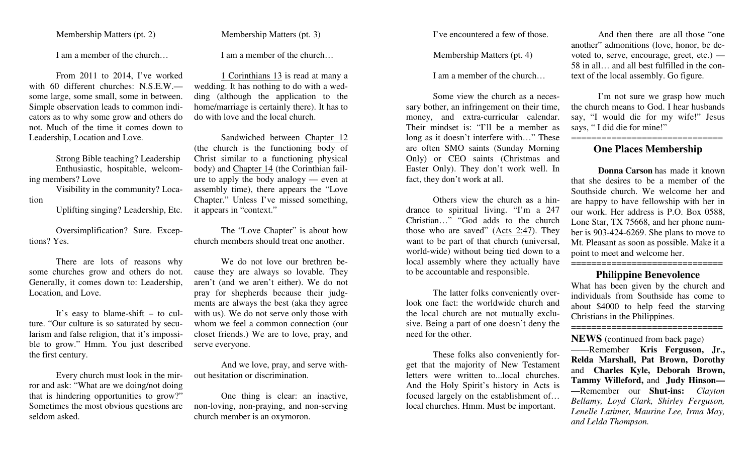Membership Matters (pt. 2)

I am a member of the church…

From 2011 to 2014, I've worked with 60 different churches: N.S.E.W.—some large, some small, some in between. Simple observation leads to common indicators as to why some grow and others do not. Much of the time it comes down to Leadership, Location and Love.

Strong Bible teaching? Leadership
Enthusiastic, hospitable, welcoming members? Love
Visibility in the community? Location
Uplifting singing? Leadership, Etc.

Oversimplification? Sure. Exceptions? Yes.

There are lots of reasons why some churches grow and others do not. Generally, it comes down to: Leadership, Location, and Love.

It's easy to blame-shift – to culture. "Our culture is so saturated by secularism and false religion, that it's impossible to grow." Hmm. You just described the first century.

Every church must look in the mirror and ask: "What are we doing/not doing that is hindering opportunities to grow?" Sometimes the most obvious questions are seldom asked.

Membership Matters (pt. 3)

I am a member of the church…

1 Corinthians 13 is read at many a wedding. It has nothing to do with a wedding (although the application to the home/marriage is certainly there). It has to do with love and the local church.

Sandwiched between Chapter 12 (the church is the functioning body of Christ similar to a functioning physical body) and Chapter 14 (the Corinthian failure to apply the body analogy — even at assembly time), there appears the "Love Chapter." Unless I've missed something, it appears in "context."

The "Love Chapter" is about how church members should treat one another.

We do not love our brethren because they are always so lovable. They aren't (and we aren't either). We do not pray for shepherds because their judgments are always the best (aka they agree with us). We do not serve only those with whom we feel a common connection (our closet friends.) We are to love, pray, and serve everyone.

And we love, pray, and serve without hesitation or discrimination.

One thing is clear: an inactive, non-loving, non-praying, and non-serving church member is an oxymoron.

I've encountered a few of those.

Membership Matters (pt. 4)

I am a member of the church…

Some view the church as a necessary bother, an infringement on their time, money, and extra-curricular calendar. Their mindset is: "I'll be a member as long as it doesn't interfere with…" These are often SMO saints (Sunday Morning Only) or CEO saints (Christmas and Easter Only). They don't work well. In fact, they don't work at all.

Others view the church as a hindrance to spiritual living. "I'm a 247 Christian…" "God adds to the church those who are saved" (Acts 2:47). They want to be part of that church (universal, world-wide) without being tied down to a local assembly where they actually have to be accountable and responsible.

The latter folks conveniently overlook one fact: the worldwide church and the local church are not mutually exclusive. Being a part of one doesn't deny the need for the other.

These folks also conveniently forget that the majority of New Testament letters were written to...local churches. And the Holy Spirit's history in Acts is focused largely on the establishment of… local churches. Hmm. Must be important.

And then there are all those "one another" admonitions (love, honor, be devoted to, serve, encourage, greet, etc.) — 58 in all… and all best fulfilled in the context of the local assembly. Go figure.

I'm not sure we grasp how much the church means to God. I hear husbands say, "I would die for my wife!" Jesus says, " I did die for mine!"

==============================

## One Places Membership

**Donna Carson** has made it known that she desires to be a member of the Southside church. We welcome her and are happy to have fellowship with her in our work. Her address is P.O. Box 0588, Lone Star, TX 75668, and her phone number is 903-424-6269. She plans to move to Mt. Pleasant as soon as possible. Make it a point to meet and welcome her.

==============================

## Philippine Benevolence

What has been given by the church and individuals from Southside has come to about $4000 to help feed the starving Christians in the Philippines.

==============================

**NEWS** (continued from back page)
——Remember **Kris Ferguson, Jr., Relda Marshall, Pat Brown, Dorothy** and **Charles Kyle, Deborah Brown, Tammy Willeford,** and **Judy Hinson——**Remember our **Shut-ins:** *Clayton Bellamy, Loyd Clark, Shirley Ferguson, Lenelle Latimer, Maurine Lee, Irma May, and Lelda Thompson.*